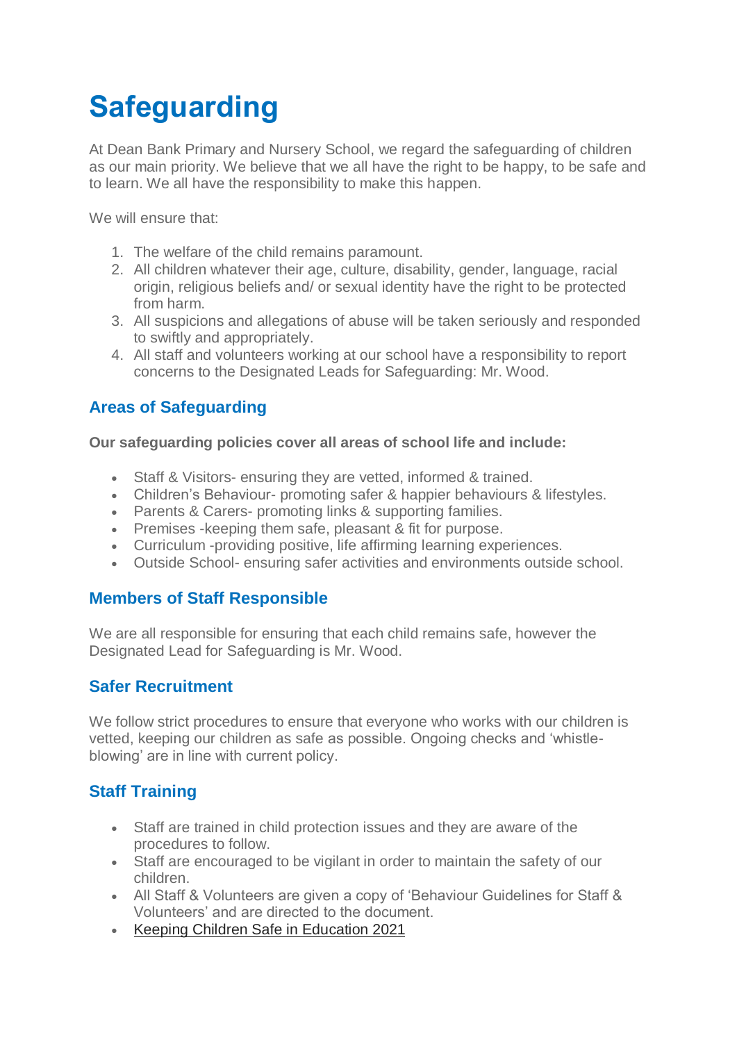# Safeguarding

At Dean Bank Primary and Nursery School, we regard the safeguarding of children as our main priority. We believe that we all have the right to be happy, to be safe and to learn. We all have the responsibility to make this happen.

We will ensure that:

1. The welfare of the child remains paramount.
2. All children whatever their age, culture, disability, gender, language, racial origin, religious beliefs and/ or sexual identity have the right to be protected from harm.
3. All suspicions and allegations of abuse will be taken seriously and responded to swiftly and appropriately.
4. All staff and volunteers working at our school have a responsibility to report concerns to the Designated Leads for Safeguarding: Mr. Wood.

## Areas of Safeguarding

**Our safeguarding policies cover all areas of school life and include:**

- Staff & Visitors- ensuring they are vetted, informed & trained.
- Children's Behaviour- promoting safer & happier behaviours & lifestyles.
- Parents & Carers- promoting links & supporting families.
- Premises -keeping them safe, pleasant & fit for purpose.
- Curriculum -providing positive, life affirming learning experiences.
- Outside School- ensuring safer activities and environments outside school.

## Members of Staff Responsible

We are all responsible for ensuring that each child remains safe, however the Designated Lead for Safeguarding is Mr. Wood.

## Safer Recruitment

We follow strict procedures to ensure that everyone who works with our children is vetted, keeping our children as safe as possible. Ongoing checks and 'whistle-blowing' are in line with current policy.

## Staff Training

- Staff are trained in child protection issues and they are aware of the procedures to follow.
- Staff are encouraged to be vigilant in order to maintain the safety of our children.
- All Staff & Volunteers are given a copy of 'Behaviour Guidelines for Staff & Volunteers' and are directed to the document.
- Keeping Children Safe in Education 2021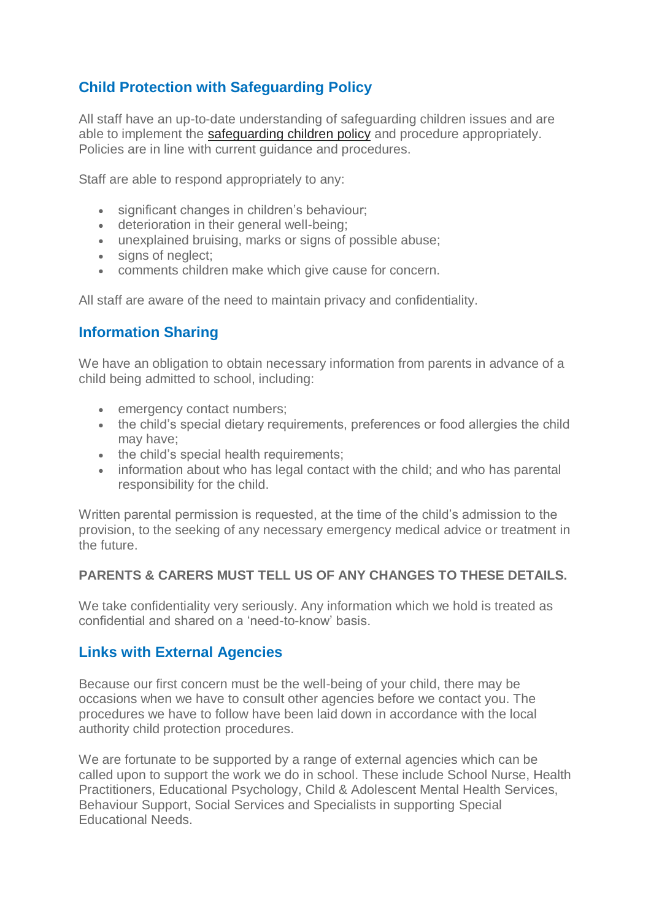## Child Protection with Safeguarding Policy

All staff have an up-to-date understanding of safeguarding children issues and are able to implement the safeguarding children policy and procedure appropriately. Policies are in line with current guidance and procedures.

Staff are able to respond appropriately to any:

- significant changes in children's behaviour;
- deterioration in their general well-being;
- unexplained bruising, marks or signs of possible abuse;
- signs of neglect;
- comments children make which give cause for concern.

All staff are aware of the need to maintain privacy and confidentiality.

## Information Sharing

We have an obligation to obtain necessary information from parents in advance of a child being admitted to school, including:

- emergency contact numbers;
- the child's special dietary requirements, preferences or food allergies the child may have;
- the child's special health requirements;
- information about who has legal contact with the child; and who has parental responsibility for the child.

Written parental permission is requested, at the time of the child's admission to the provision, to the seeking of any necessary emergency medical advice or treatment in the future.

**PARENTS & CARERS MUST TELL US OF ANY CHANGES TO THESE DETAILS.**

We take confidentiality very seriously. Any information which we hold is treated as confidential and shared on a 'need-to-know' basis.

## Links with External Agencies

Because our first concern must be the well-being of your child, there may be occasions when we have to consult other agencies before we contact you. The procedures we have to follow have been laid down in accordance with the local authority child protection procedures.

We are fortunate to be supported by a range of external agencies which can be called upon to support the work we do in school. These include School Nurse, Health Practitioners, Educational Psychology, Child & Adolescent Mental Health Services, Behaviour Support, Social Services and Specialists in supporting Special Educational Needs.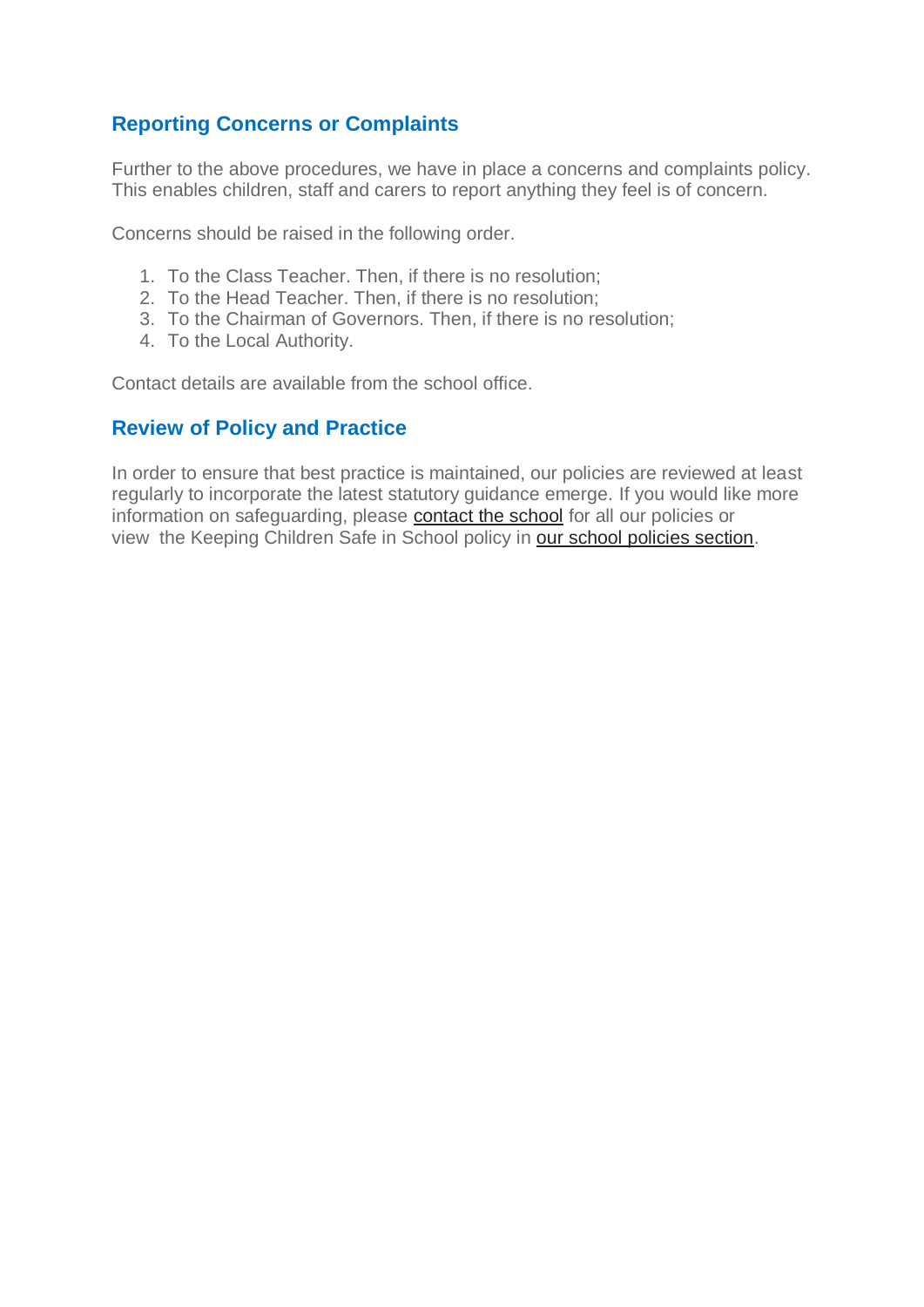## Reporting Concerns or Complaints

Further to the above procedures, we have in place a concerns and complaints policy. This enables children, staff and carers to report anything they feel is of concern.

Concerns should be raised in the following order.

1. To the Class Teacher. Then, if there is no resolution;
2. To the Head Teacher. Then, if there is no resolution;
3. To the Chairman of Governors. Then, if there is no resolution;
4. To the Local Authority.

Contact details are available from the school office.

## Review of Policy and Practice

In order to ensure that best practice is maintained, our policies are reviewed at least regularly to incorporate the latest statutory guidance emerge. If you would like more information on safeguarding, please contact the school for all our policies or view the Keeping Children Safe in School policy in our school policies section.